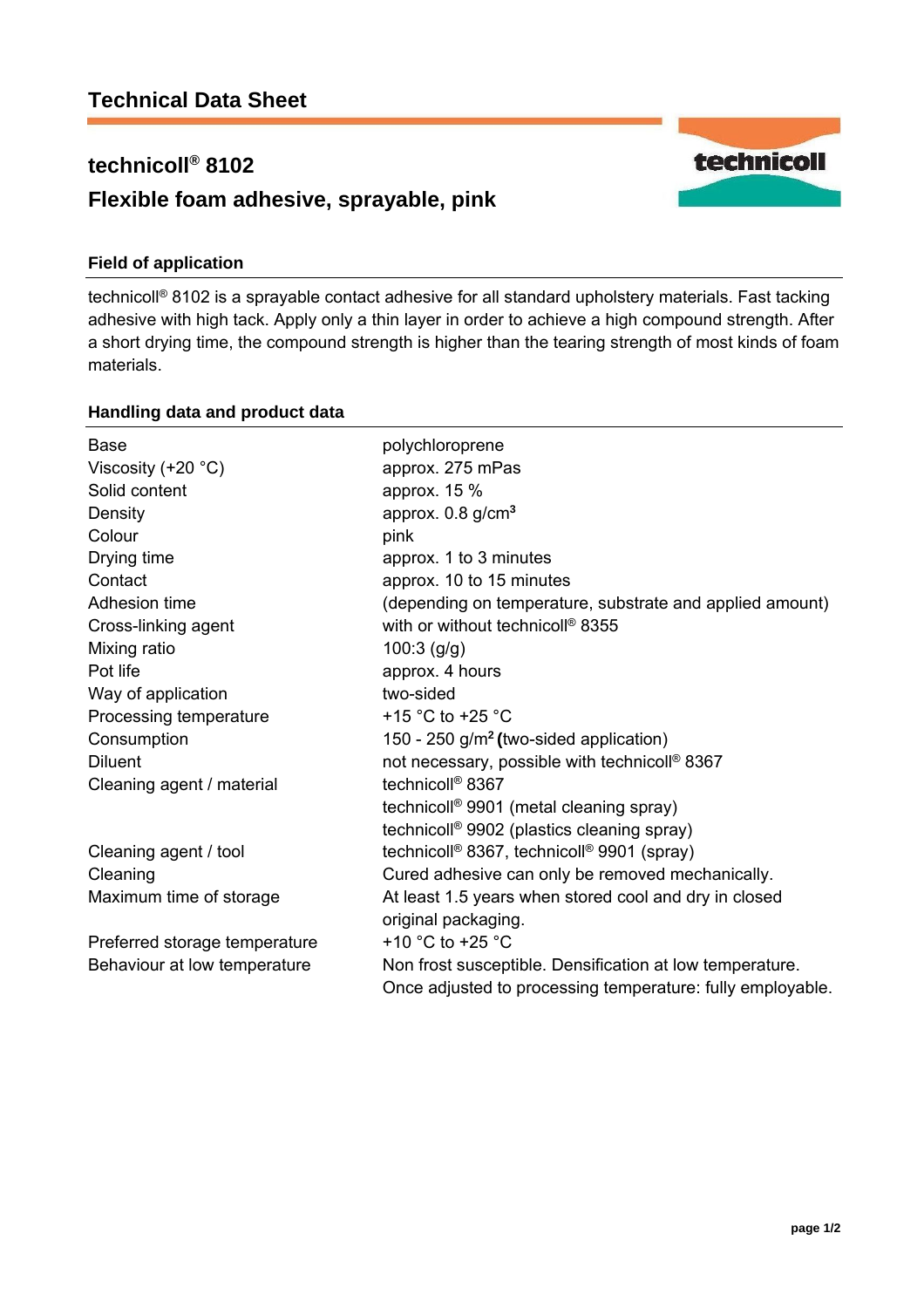# Technical Data Sheet

## technicoll® 8102
## Flexible foam adhesive, sprayable, pink

### Field of application

technicoll® 8102 is a sprayable contact adhesive for all standard upholstery materials. Fast tacking adhesive with high tack. Apply only a thin layer in order to achieve a high compound strength. After a short drying time, the compound strength is higher than the tearing strength of most kinds of foam materials.

### Handling data and product data

| | |
|---|---|
| Base | polychloroprene |
| Viscosity (+20 °C) | approx. 275 mPas |
| Solid content | approx. 15 % |
| Density | approx. 0.8 g/cm³ |
| Colour | pink |
| Drying time | approx. 1 to 3 minutes |
| Contact | approx. 10 to 15 minutes |
| Adhesion time | (depending on temperature, substrate and applied amount) |
| Cross-linking agent | with or without technicoll® 8355 |
| Mixing ratio | 100:3 (g/g) |
| Pot life | approx. 4 hours |
| Way of application | two-sided |
| Processing temperature | +15 °C to +25 °C |
| Consumption | 150 - 250 g/m² **(**two-sided application) |
| Diluent | not necessary, possible with technicoll® 8367 |
| Cleaning agent / material | technicoll® 8367<br>technicoll® 9901 (metal cleaning spray)<br>technicoll® 9902 (plastics cleaning spray) |
| Cleaning agent / tool | technicoll® 8367, technicoll® 9901 (spray) |
| Cleaning | Cured adhesive can only be removed mechanically. |
| Maximum time of storage | At least 1.5 years when stored cool and dry in closed original packaging. |
| Preferred storage temperature | +10 °C to +25 °C |
| Behaviour at low temperature | Non frost susceptible. Densification at low temperature. Once adjusted to processing temperature: fully employable. |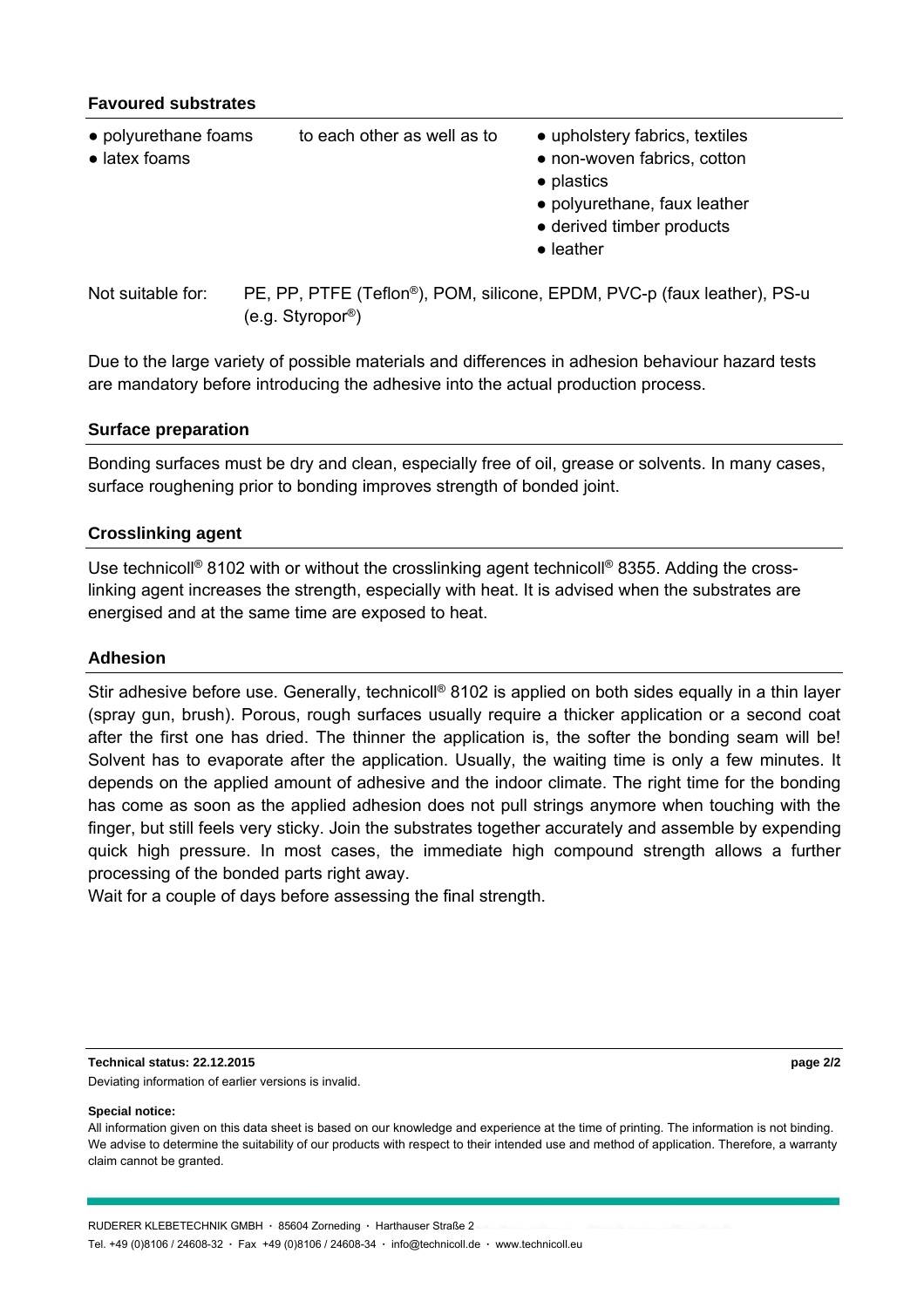### Favoured substrates

| | | |
|---|---|---|
| ● polyurethane foams<br>● latex foams | to each other as well as to | ● upholstery fabrics, textiles<br>● non-woven fabrics, cotton<br>● plastics<br>● polyurethane, faux leather<br>● derived timber products<br>● leather |

Not suitable for: PE, PP, PTFE (Teflon®), POM, silicone, EPDM, PVC-p (faux leather), PS-u (e.g. Styropor®)

Due to the large variety of possible materials and differences in adhesion behaviour hazard tests are mandatory before introducing the adhesive into the actual production process.

### Surface preparation

Bonding surfaces must be dry and clean, especially free of oil, grease or solvents. In many cases, surface roughening prior to bonding improves strength of bonded joint.

### Crosslinking agent

Use technicoll® 8102 with or without the crosslinking agent technicoll® 8355. Adding the cross-linking agent increases the strength, especially with heat. It is advised when the substrates are energised and at the same time are exposed to heat.

### Adhesion

Stir adhesive before use. Generally, technicoll® 8102 is applied on both sides equally in a thin layer (spray gun, brush). Porous, rough surfaces usually require a thicker application or a second coat after the first one has dried. The thinner the application is, the softer the bonding seam will be! Solvent has to evaporate after the application. Usually, the waiting time is only a few minutes. It depends on the applied amount of adhesive and the indoor climate. The right time for the bonding has come as soon as the applied adhesion does not pull strings anymore when touching with the finger, but still feels very sticky. Join the substrates together accurately and assemble by expending quick high pressure. In most cases, the immediate high compound strength allows a further processing of the bonded parts right away.
Wait for a couple of days before assessing the final strength.

**Technical status: 22.12.2015**
Deviating information of earlier versions is invalid.

**Special notice:**
All information given on this data sheet is based on our knowledge and experience at the time of printing. The information is not binding. We advise to determine the suitability of our products with respect to their intended use and method of application. Therefore, a warranty claim cannot be granted.

RUDERER KLEBETECHNIK GMBH · 85604 Zorneding · Harthauser Straße 2
Tel. +49 (0)8106 / 24608-32 · Fax +49 (0)8106 / 24608-34 · info@technicoll.de · www.technicoll.eu